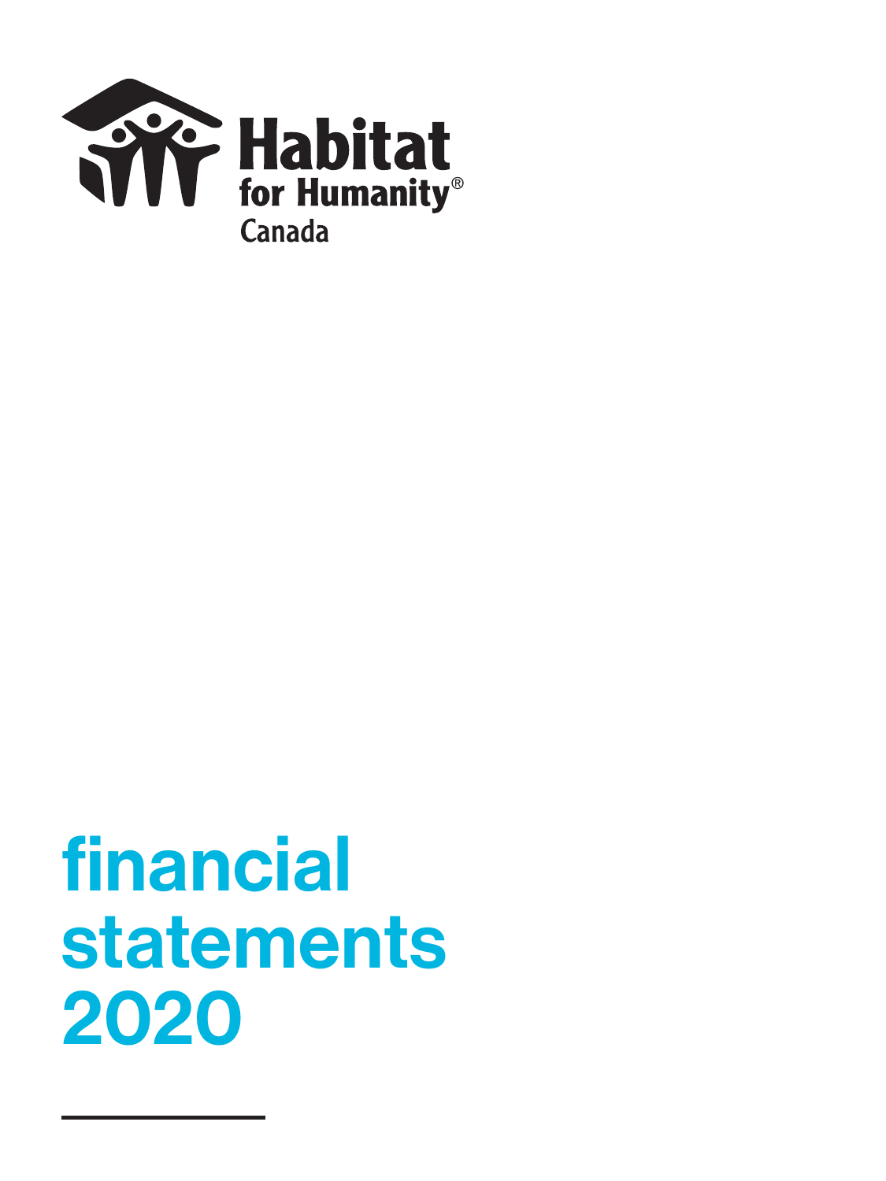Habitat for Humanity® Canada

# financial statements 2020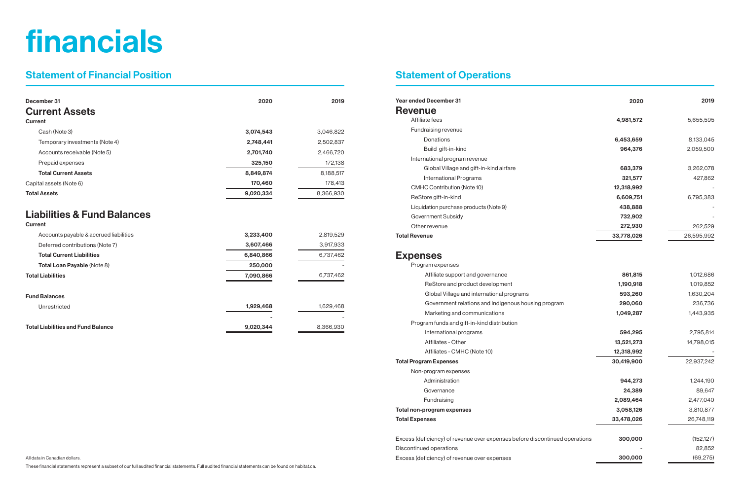# financials

## Statement of Financial Position

| December 31 | 2020 | 2019 |
|---|---|---|
| **Current Assets** | | |
| **Current** | | |
| Cash (Note 3) | **3,074,543** | 3,046,822 |
| Temporary investments (Note 4) | **2,748,441** | 2,502,837 |
| Accounts receivable (Note 5) | **2,701,740** | 2,466,720 |
| Prepaid expenses | **325,150** | 172,138 |
| **Total Current Assets** | **8,849,874** | 8,188,517 |
| Capital assets (Note 6) | **170,460** | 178,413 |
| **Total Assets** | **9,020,334** | 8,366,930 |
| **Liabilities & Fund Balances** | | |
| **Current** | | |
| Accounts payable & accrued liabilities | **3,233,400** | 2,819,529 |
| Deferred contributions (Note 7) | **3,607,466** | 3,917,933 |
| **Total Current Liabilities** | **6,840,866** | 6,737,462 |
| **Total Loan Payable** (Note 8) | **250,000** | - |
| **Total Liabilities** | **7,090,866** | 6,737,462 |
| **Fund Balances** | | |
| Unrestricted | **1,929,468** | 1,629,468 |
| | **-** | - |
| **Total Liabilities and Fund Balance** | **9,020,344** | 8,366,930 |

All data in Canadian dollars.

These financial statements represent a subset of our full audited financial statements. Full audited financial statements can be found on habitat.ca.

## Statement of Operations

| Year ended December 31 | 2020 | 2019 |
|---|---|---|
| **Revenue** | | |
| Affiliate fees | **4,981,572** | 5,655,595 |
| Fundraising revenue | | |
| Donations | **6,453,659** | 8,133,045 |
| Build gift-in-kind | **964,376** | 2,059,500 |
| International program revenue | | |
| Global Village and gift-in-kind airfare | **683,379** | 3,262,078 |
| International Programs | **321,577** | 427,862 |
| CMHC Contribution (Note 10) | **12,318,992** | - |
| ReStore gift-in-kind | **6,609,751** | 6,795,383 |
| Liquidation purchase products (Note 9) | **438,888** | - |
| Government Subsidy | **732,902** | - |
| Other revenue | **272,930** | 262,529 |
| **Total Revenue** | **33,778,026** | 26,595,992 |
| **Expenses** | | |
| Program expenses | | |
| Affiliate support and governance | **861,815** | 1,012,686 |
| ReStore and product development | **1,190,918** | 1,019,852 |
| Global Village and international programs | **593,260** | 1,630,204 |
| Government relations and Indigenous housing program | **290,060** | 236,736 |
| Marketing and communications | **1,049,287** | 1,443,935 |
| Program funds and gift-in-kind distribution | | |
| International programs | **594,295** | 2,795,814 |
| Affiliates - Other | **13,521,273** | 14,798,015 |
| Affiliates - CMHC (Note 10) | **12,318,992** | - |
| **Total Program Expenses** | **30,419,900** | 22,937,242 |
| Non-program expenses | | |
| Administration | **944,273** | 1,244,190 |
| Governance | **24,389** | 89,647 |
| Fundraising | **2,089,464** | 2,477,040 |
| **Total non-program expenses** | **3,058,126** | 3,810,877 |
| **Total Expenses** | **33,478,026** | 26,748,119 |
| Excess (deficiency) of revenue over expenses before discontinued operations | **300,000** | (152,127) |
| Discontinued operations | **-** | 82,852 |
| Excess (deficiency) of revenue over expenses | **300,000** | (69,275) |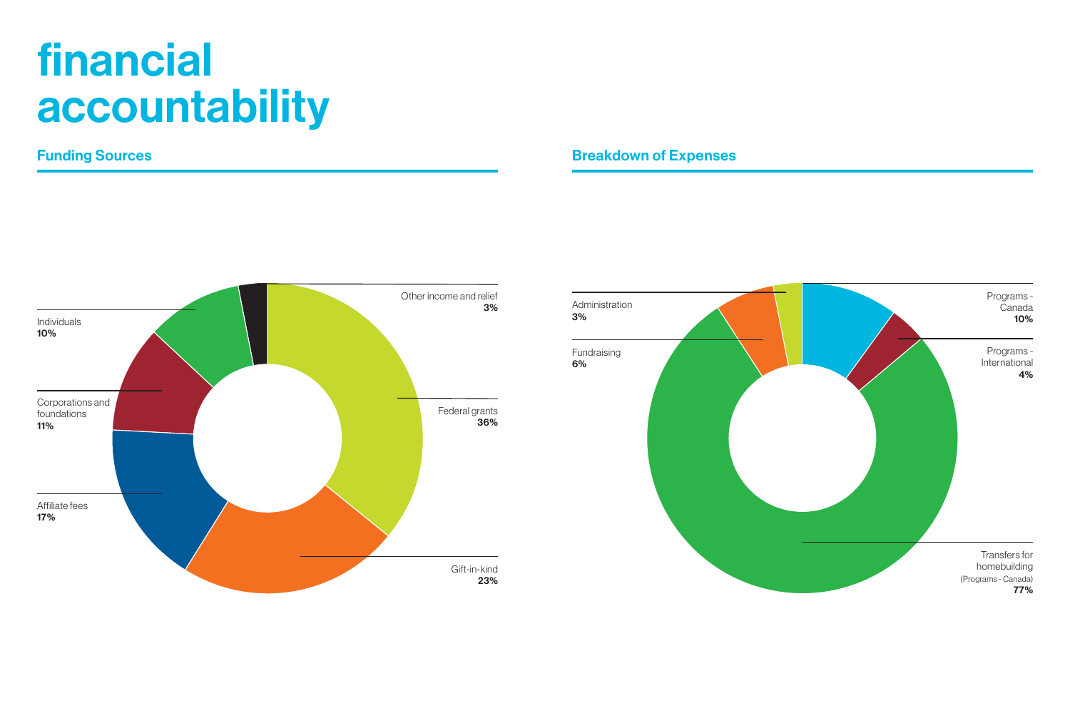# financial accountability

## Funding Sources

| Source | Percentage |
| --- | --- |
| Other income and relief | 3% |
| Federal grants | 36% |
| Gift-in-kind | 23% |
| Affiliate fees | 17% |
| Corporations and foundations | 11% |
| Individuals | 10% |

## Breakdown of Expenses

| Expense | Percentage |
| --- | --- |
| Administration | 3% |
| Fundraising | 6% |
| Programs - Canada | 10% |
| Programs - International | 4% |
| Transfers for homebuilding (Programs - Canada) | 77% |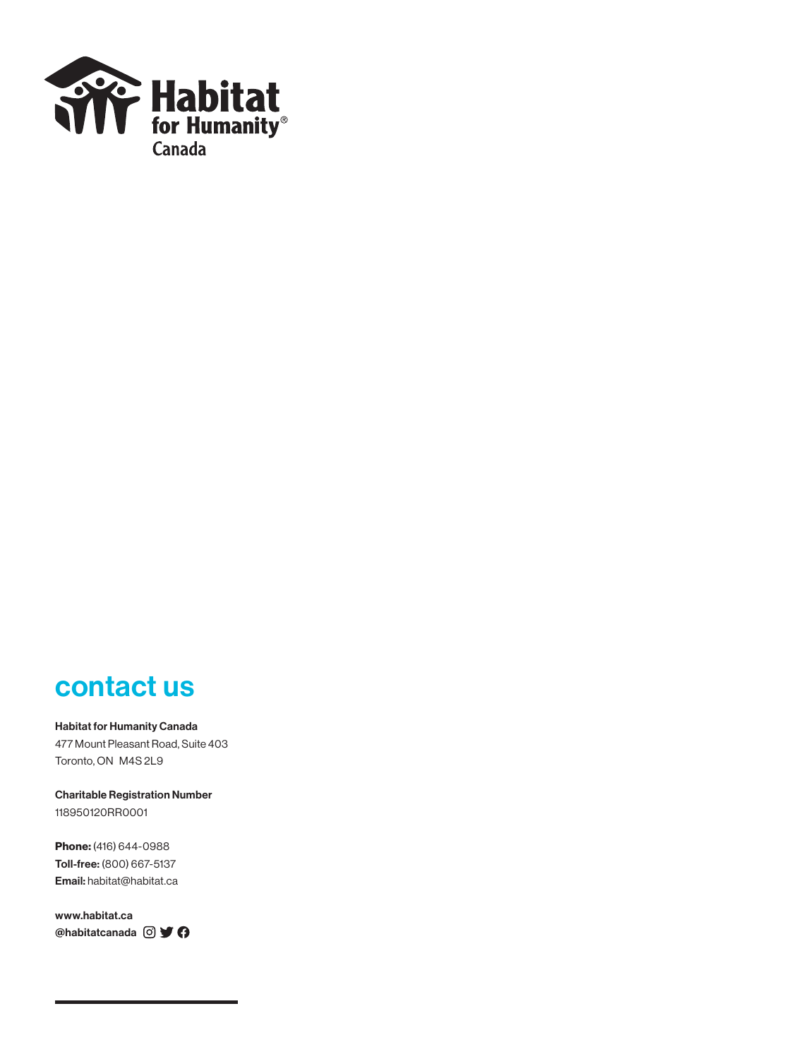Habitat for Humanity® Canada

## contact us

**Habitat for Humanity Canada**
477 Mount Pleasant Road, Suite 403
Toronto, ON  M4S 2L9

**Charitable Registration Number**
118950120RR0001

**Phone:** (416) 644-0988
**Toll-free:** (800) 667-5137
**Email:** habitat@habitat.ca

**www.habitat.ca**
**@habitatcanada**